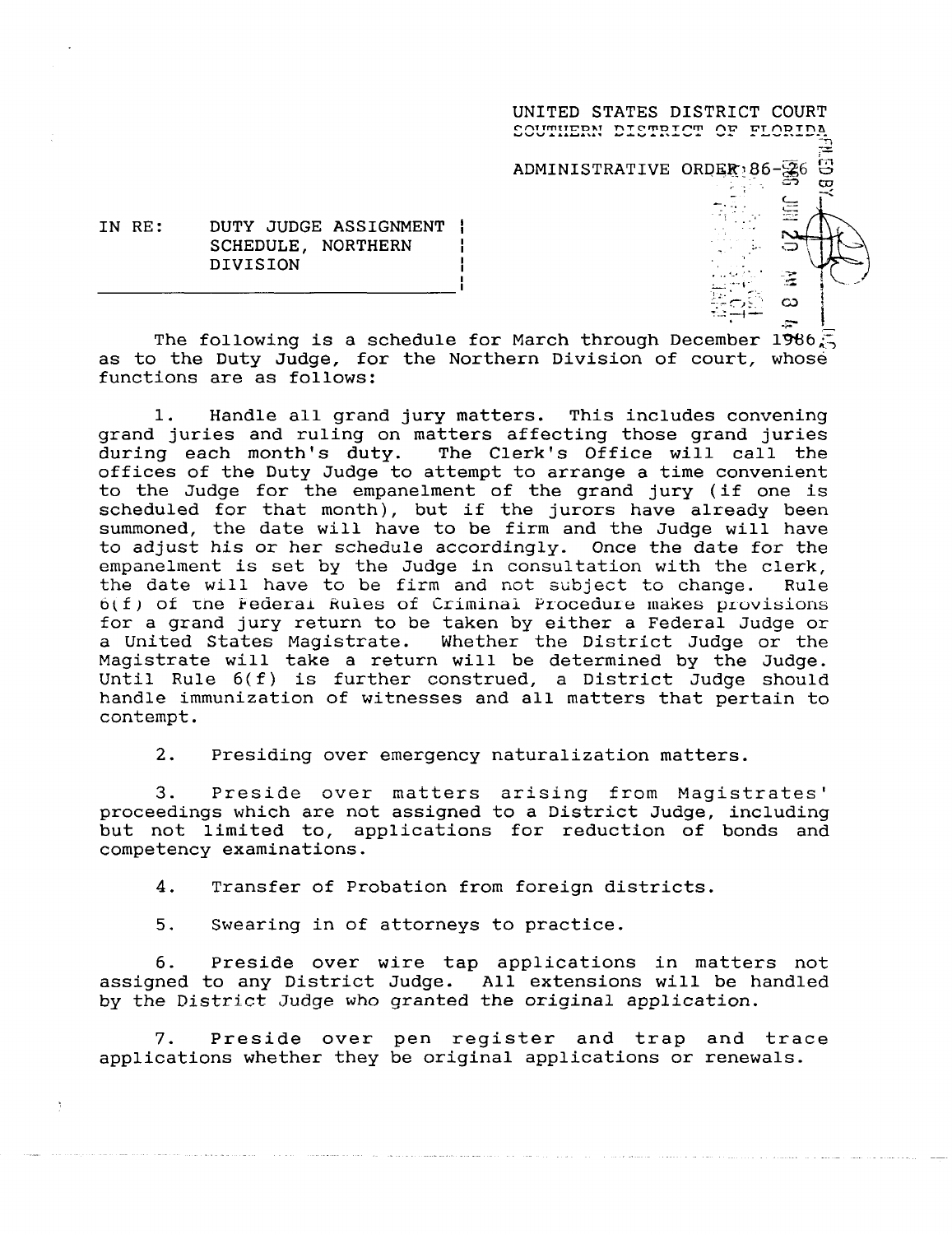UNITED STATES DISTRICT COURT
SOUTHERN DISTRICT OF FLORIDA

ADMINISTRATIVE ORDER 86-26

IN RE: DUTY JUDGE ASSIGNMENT SCHEDULE, NORTHERN DIVISION

The following is a schedule for March through December 1986, as to the Duty Judge, for the Northern Division of court, whose functions are as follows:

1. Handle all grand jury matters. This includes convening grand juries and ruling on matters affecting those grand juries during each month's duty. The Clerk's Office will call the offices of the Duty Judge to attempt to arrange a time convenient to the Judge for the empanelment of the grand jury (if one is scheduled for that month), but if the jurors have already been summoned, the date will have to be firm and the Judge will have to adjust his or her schedule accordingly. Once the date for the empanelment is set by the Judge in consultation with the clerk, the date will have to be firm and not subject to change. Rule 6(f) of the Federal Rules of Criminal Procedure makes provisions for a grand jury return to be taken by either a Federal Judge or a United States Magistrate. Whether the District Judge or the Magistrate will take a return will be determined by the Judge. Until Rule 6(f) is further construed, a District Judge should handle immunization of witnesses and all matters that pertain to contempt.

2. Presiding over emergency naturalization matters.

3. Preside over matters arising from Magistrates' proceedings which are not assigned to a District Judge, including but not limited to, applications for reduction of bonds and competency examinations.

4. Transfer of Probation from foreign districts.

5. Swearing in of attorneys to practice.

6. Preside over wire tap applications in matters not assigned to any District Judge. All extensions will be handled by the District Judge who granted the original application.

7. Preside over pen register and trap and trace applications whether they be original applications or renewals.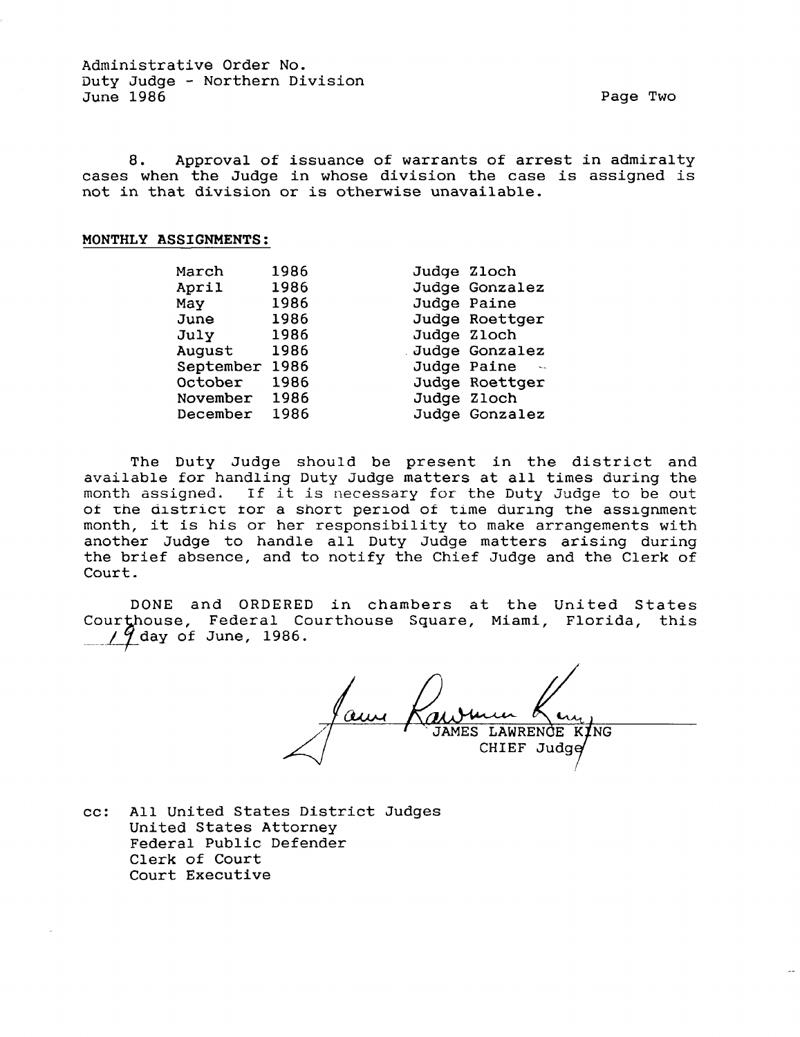8. Approval of issuance of warrants of arrest in admiralty cases when the Judge in whose division the case is assigned is not in that division or is otherwise unavailable.

**MONTHLY ASSIGNMENTS:**

| | | |
|---|---|---|
| March | 1986 | Judge Zloch |
| April | 1986 | Judge Gonzalez |
| May | 1986 | Judge Paine |
| June | 1986 | Judge Roettger |
| July | 1986 | Judge Zloch |
| August | 1986 | Judge Gonzalez |
| September | 1986 | Judge Paine |
| October | 1986 | Judge Roettger |
| November | 1986 | Judge Zloch |
| December | 1986 | Judge Gonzalez |

The Duty Judge should be present in the district and available for handling Duty Judge matters at all times during the month assigned. If it is necessary for the Duty Judge to be out of the district for a short period of time during the assignment month, it is his or her responsibility to make arrangements with another Judge to handle all Duty Judge matters arising during the brief absence, and to notify the Chief Judge and the Clerk of Court.

DONE and ORDERED in chambers at the United States Courthouse, Federal Courthouse Square, Miami, Florida, this 19 day of June, 1986.

JAMES LAWRENCE KING
CHIEF Judge

cc: All United States District Judges
United States Attorney
Federal Public Defender
Clerk of Court
Court Executive